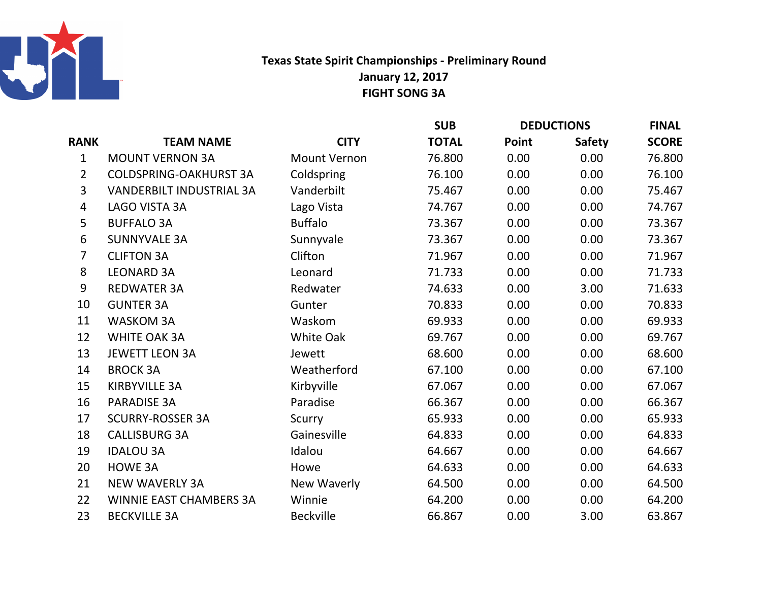# Texas State Spirit Championships - Preliminary Round

## January 12, 2017

## FIGHT SONG 3A

| RANK | TEAM NAME | CITY | SUB TOTAL | DEDUCTIONS Point | DEDUCTIONS Safety | FINAL SCORE |
|---|---|---|---|---|---|---|
| 1 | MOUNT VERNON 3A | Mount Vernon | 76.800 | 0.00 | 0.00 | 76.800 |
| 2 | COLDSPRING-OAKHURST 3A | Coldspring | 76.100 | 0.00 | 0.00 | 76.100 |
| 3 | VANDERBILT INDUSTRIAL 3A | Vanderbilt | 75.467 | 0.00 | 0.00 | 75.467 |
| 4 | LAGO VISTA 3A | Lago Vista | 74.767 | 0.00 | 0.00 | 74.767 |
| 5 | BUFFALO 3A | Buffalo | 73.367 | 0.00 | 0.00 | 73.367 |
| 6 | SUNNYVALE 3A | Sunnyvale | 73.367 | 0.00 | 0.00 | 73.367 |
| 7 | CLIFTON 3A | Clifton | 71.967 | 0.00 | 0.00 | 71.967 |
| 8 | LEONARD 3A | Leonard | 71.733 | 0.00 | 0.00 | 71.733 |
| 9 | REDWATER 3A | Redwater | 74.633 | 0.00 | 3.00 | 71.633 |
| 10 | GUNTER 3A | Gunter | 70.833 | 0.00 | 0.00 | 70.833 |
| 11 | WASKOM 3A | Waskom | 69.933 | 0.00 | 0.00 | 69.933 |
| 12 | WHITE OAK 3A | White Oak | 69.767 | 0.00 | 0.00 | 69.767 |
| 13 | JEWETT LEON 3A | Jewett | 68.600 | 0.00 | 0.00 | 68.600 |
| 14 | BROCK 3A | Weatherford | 67.100 | 0.00 | 0.00 | 67.100 |
| 15 | KIRBYVILLE 3A | Kirbyville | 67.067 | 0.00 | 0.00 | 67.067 |
| 16 | PARADISE 3A | Paradise | 66.367 | 0.00 | 0.00 | 66.367 |
| 17 | SCURRY-ROSSER 3A | Scurry | 65.933 | 0.00 | 0.00 | 65.933 |
| 18 | CALLISBURG 3A | Gainesville | 64.833 | 0.00 | 0.00 | 64.833 |
| 19 | IDALOU 3A | Idalou | 64.667 | 0.00 | 0.00 | 64.667 |
| 20 | HOWE 3A | Howe | 64.633 | 0.00 | 0.00 | 64.633 |
| 21 | NEW WAVERLY 3A | New Waverly | 64.500 | 0.00 | 0.00 | 64.500 |
| 22 | WINNIE EAST CHAMBERS 3A | Winnie | 64.200 | 0.00 | 0.00 | 64.200 |
| 23 | BECKVILLE 3A | Beckville | 66.867 | 0.00 | 3.00 | 63.867 |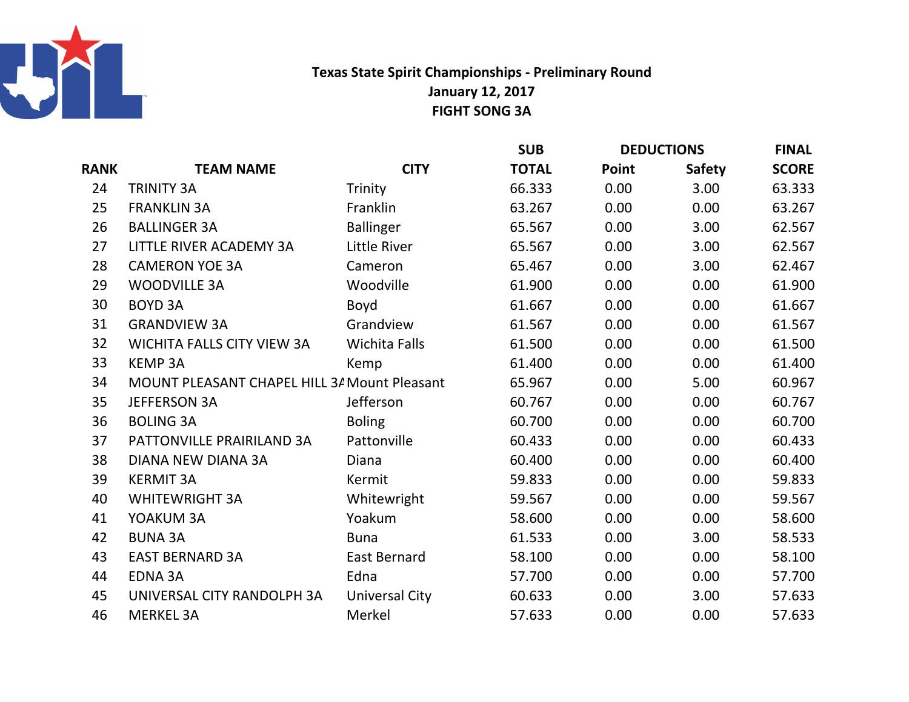**Texas State Spirit Championships - Preliminary Round**
**January 12, 2017**
**FIGHT SONG 3A**

| RANK | TEAM NAME | CITY | SUB TOTAL | DEDUCTIONS Point | DEDUCTIONS Safety | FINAL SCORE |
|---|---|---|---|---|---|---|
| 24 | TRINITY 3A | Trinity | 66.333 | 0.00 | 3.00 | 63.333 |
| 25 | FRANKLIN 3A | Franklin | 63.267 | 0.00 | 0.00 | 63.267 |
| 26 | BALLINGER 3A | Ballinger | 65.567 | 0.00 | 3.00 | 62.567 |
| 27 | LITTLE RIVER ACADEMY 3A | Little River | 65.567 | 0.00 | 3.00 | 62.567 |
| 28 | CAMERON YOE 3A | Cameron | 65.467 | 0.00 | 3.00 | 62.467 |
| 29 | WOODVILLE 3A | Woodville | 61.900 | 0.00 | 0.00 | 61.900 |
| 30 | BOYD 3A | Boyd | 61.667 | 0.00 | 0.00 | 61.667 |
| 31 | GRANDVIEW 3A | Grandview | 61.567 | 0.00 | 0.00 | 61.567 |
| 32 | WICHITA FALLS CITY VIEW 3A | Wichita Falls | 61.500 | 0.00 | 0.00 | 61.500 |
| 33 | KEMP 3A | Kemp | 61.400 | 0.00 | 0.00 | 61.400 |
| 34 | MOUNT PLEASANT CHAPEL HILL 3A | Mount Pleasant | 65.967 | 0.00 | 5.00 | 60.967 |
| 35 | JEFFERSON 3A | Jefferson | 60.767 | 0.00 | 0.00 | 60.767 |
| 36 | BOLING 3A | Boling | 60.700 | 0.00 | 0.00 | 60.700 |
| 37 | PATTONVILLE PRAIRILAND 3A | Pattonville | 60.433 | 0.00 | 0.00 | 60.433 |
| 38 | DIANA NEW DIANA 3A | Diana | 60.400 | 0.00 | 0.00 | 60.400 |
| 39 | KERMIT 3A | Kermit | 59.833 | 0.00 | 0.00 | 59.833 |
| 40 | WHITEWRIGHT 3A | Whitewright | 59.567 | 0.00 | 0.00 | 59.567 |
| 41 | YOAKUM 3A | Yoakum | 58.600 | 0.00 | 0.00 | 58.600 |
| 42 | BUNA 3A | Buna | 61.533 | 0.00 | 3.00 | 58.533 |
| 43 | EAST BERNARD 3A | East Bernard | 58.100 | 0.00 | 0.00 | 58.100 |
| 44 | EDNA 3A | Edna | 57.700 | 0.00 | 0.00 | 57.700 |
| 45 | UNIVERSAL CITY RANDOLPH 3A | Universal City | 60.633 | 0.00 | 3.00 | 57.633 |
| 46 | MERKEL 3A | Merkel | 57.633 | 0.00 | 0.00 | 57.633 |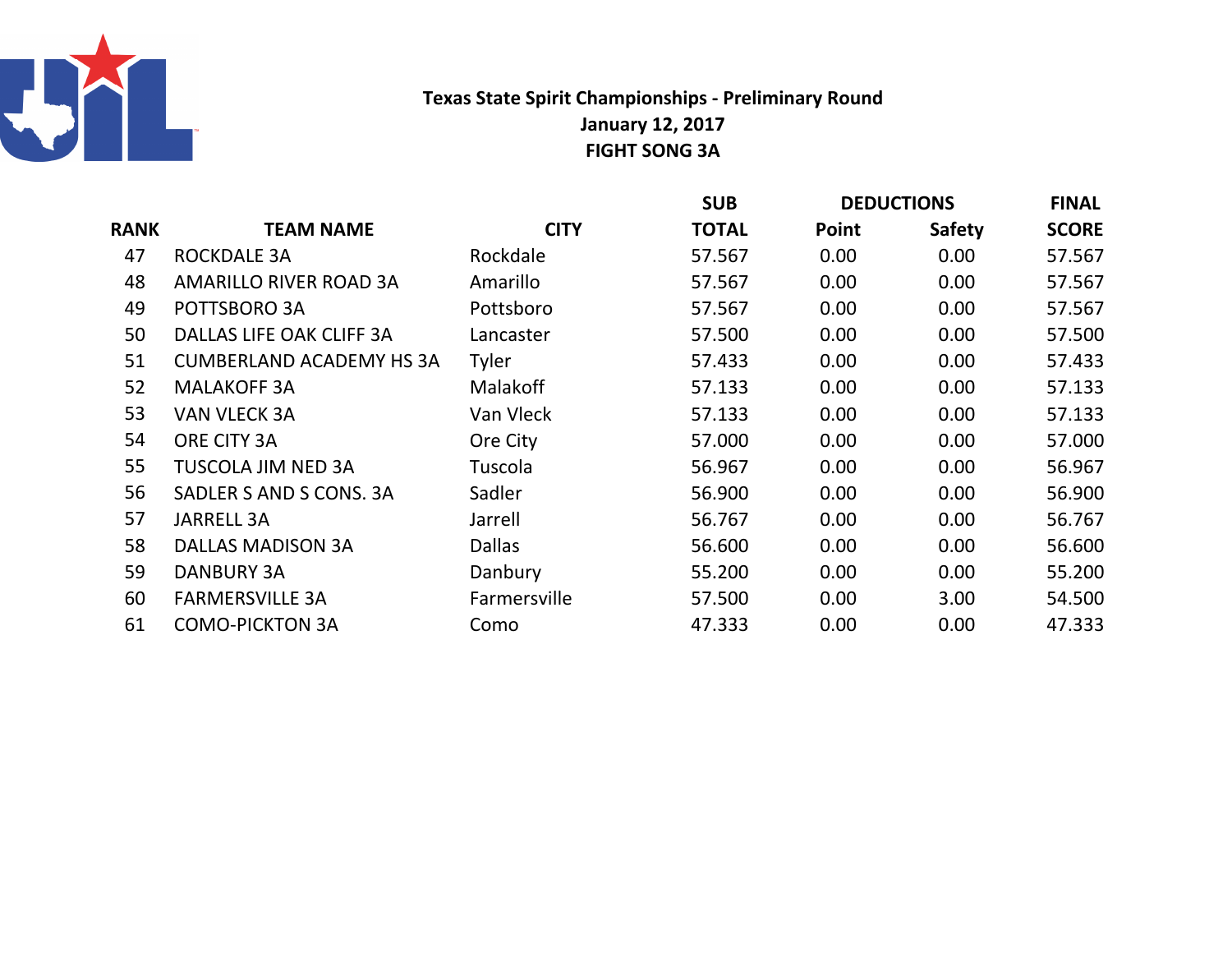**Texas State Spirit Championships - Preliminary Round**
**January 12, 2017**
**FIGHT SONG 3A**

| RANK | TEAM NAME | CITY | SUB TOTAL | DEDUCTIONS Point | DEDUCTIONS Safety | FINAL SCORE |
|---|---|---|---|---|---|---|
| 47 | ROCKDALE 3A | Rockdale | 57.567 | 0.00 | 0.00 | 57.567 |
| 48 | AMARILLO RIVER ROAD 3A | Amarillo | 57.567 | 0.00 | 0.00 | 57.567 |
| 49 | POTTSBORO 3A | Pottsboro | 57.567 | 0.00 | 0.00 | 57.567 |
| 50 | DALLAS LIFE OAK CLIFF 3A | Lancaster | 57.500 | 0.00 | 0.00 | 57.500 |
| 51 | CUMBERLAND ACADEMY HS 3A | Tyler | 57.433 | 0.00 | 0.00 | 57.433 |
| 52 | MALAKOFF 3A | Malakoff | 57.133 | 0.00 | 0.00 | 57.133 |
| 53 | VAN VLECK 3A | Van Vleck | 57.133 | 0.00 | 0.00 | 57.133 |
| 54 | ORE CITY 3A | Ore City | 57.000 | 0.00 | 0.00 | 57.000 |
| 55 | TUSCOLA JIM NED 3A | Tuscola | 56.967 | 0.00 | 0.00 | 56.967 |
| 56 | SADLER S AND S CONS. 3A | Sadler | 56.900 | 0.00 | 0.00 | 56.900 |
| 57 | JARRELL 3A | Jarrell | 56.767 | 0.00 | 0.00 | 56.767 |
| 58 | DALLAS MADISON 3A | Dallas | 56.600 | 0.00 | 0.00 | 56.600 |
| 59 | DANBURY 3A | Danbury | 55.200 | 0.00 | 0.00 | 55.200 |
| 60 | FARMERSVILLE 3A | Farmersville | 57.500 | 0.00 | 3.00 | 54.500 |
| 61 | COMO-PICKTON 3A | Como | 47.333 | 0.00 | 0.00 | 47.333 |